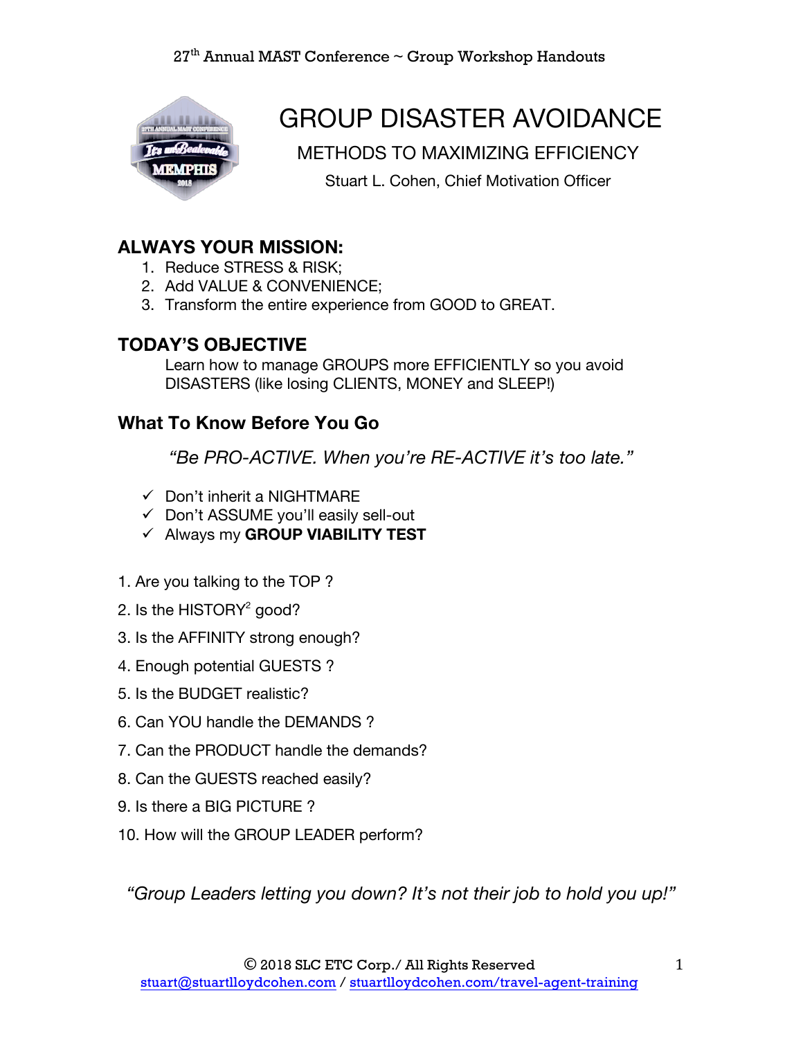# GROUP DISASTER AVOIDANCE

METHODS TO MAXIMIZING EFFICIENCY

Stuart L. Cohen, Chief Motivation Officer

## ALWAYS YOUR MISSION:

1. Reduce STRESS & RISK;
2. Add VALUE & CONVENIENCE;
3. Transform the entire experience from GOOD to GREAT.

## TODAY'S OBJECTIVE

Learn how to manage GROUPS more EFFICIENTLY so you avoid DISASTERS (like losing CLIENTS, MONEY and SLEEP!)

## What To Know Before You Go

*"Be PRO-ACTIVE. When you're RE-ACTIVE it's too late."*

- ✓ Don't inherit a NIGHTMARE
- ✓ Don't ASSUME you'll easily sell-out
- ✓ Always my **GROUP VIABILITY TEST**

1. Are you talking to the TOP ?
2. Is the $HISTORY^2$ good?
3. Is the AFFINITY strong enough?
4. Enough potential GUESTS ?
5. Is the BUDGET realistic?
6. Can YOU handle the DEMANDS ?
7. Can the PRODUCT handle the demands?
8. Can the GUESTS reached easily?
9. Is there a BIG PICTURE ?
10. How will the GROUP LEADER perform?

*"Group Leaders letting you down? It's not their job to hold you up!"*

© 2018 SLC ETC Corp./ All Rights Reserved
stuart@stuartlloydcohen.com / stuartlloydcohen.com/travel-agent-training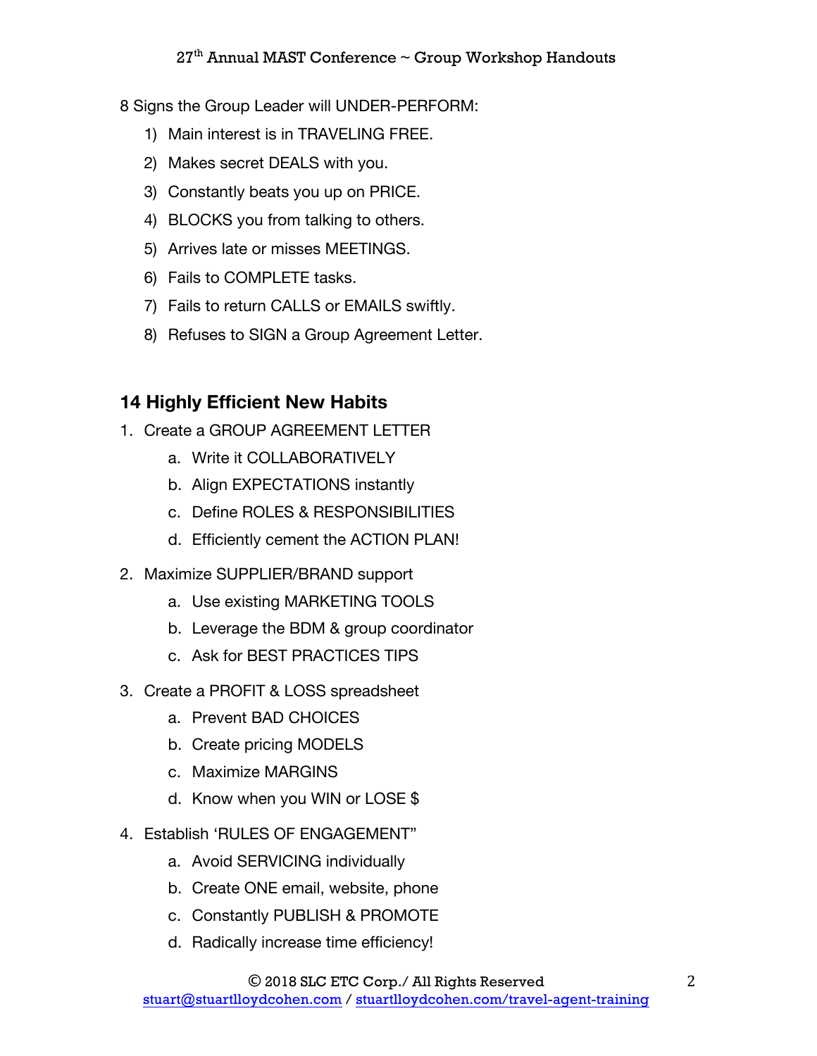8 Signs the Group Leader will UNDER-PERFORM:

1) Main interest is in TRAVELING FREE.
2) Makes secret DEALS with you.
3) Constantly beats you up on PRICE.
4) BLOCKS you from talking to others.
5) Arrives late or misses MEETINGS.
6) Fails to COMPLETE tasks.
7) Fails to return CALLS or EMAILS swiftly.
8) Refuses to SIGN a Group Agreement Letter.

## 14 Highly Efficient New Habits

1. Create a GROUP AGREEMENT LETTER
   a. Write it COLLABORATIVELY
   b. Align EXPECTATIONS instantly
   c. Define ROLES & RESPONSIBILITIES
   d. Efficiently cement the ACTION PLAN!
2. Maximize SUPPLIER/BRAND support
   a. Use existing MARKETING TOOLS
   b. Leverage the BDM & group coordinator
   c. Ask for BEST PRACTICES TIPS
3. Create a PROFIT & LOSS spreadsheet
   a. Prevent BAD CHOICES
   b. Create pricing MODELS
   c. Maximize MARGINS
   d. Know when you WIN or LOSE $
4. Establish 'RULES OF ENGAGEMENT"
   a. Avoid SERVICING individually
   b. Create ONE email, website, phone
   c. Constantly PUBLISH & PROMOTE
   d. Radically increase time efficiency!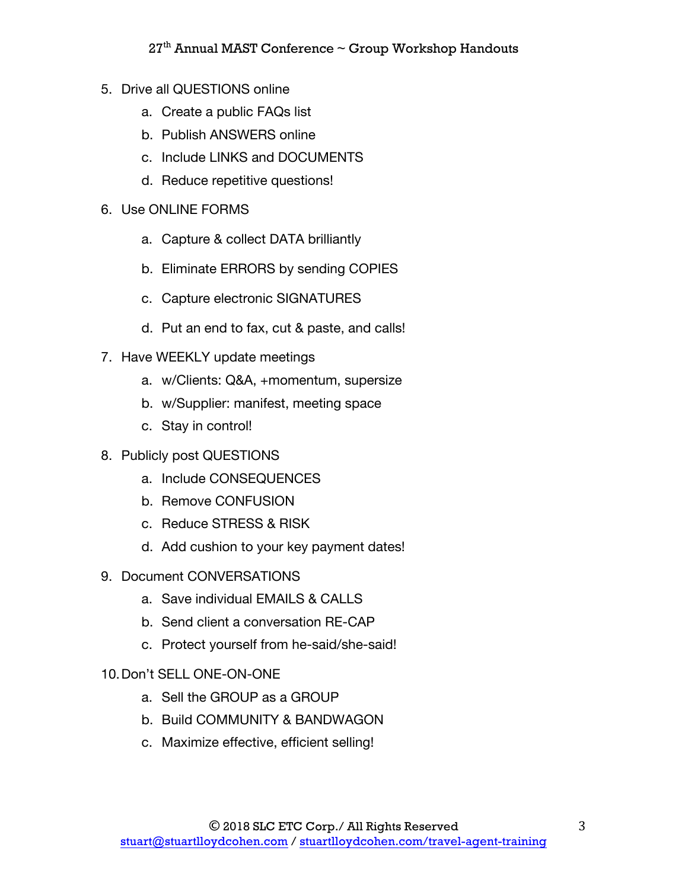5. Drive all QUESTIONS online
    a. Create a public FAQs list
    b. Publish ANSWERS online
    c. Include LINKS and DOCUMENTS
    d. Reduce repetitive questions!
6. Use ONLINE FORMS
    a. Capture & collect DATA brilliantly
    b. Eliminate ERRORS by sending COPIES
    c. Capture electronic SIGNATURES
    d. Put an end to fax, cut & paste, and calls!
7. Have WEEKLY update meetings
    a. w/Clients: Q&A, +momentum, supersize
    b. w/Supplier: manifest, meeting space
    c. Stay in control!
8. Publicly post QUESTIONS
    a. Include CONSEQUENCES
    b. Remove CONFUSION
    c. Reduce STRESS & RISK
    d. Add cushion to your key payment dates!
9. Document CONVERSATIONS
    a. Save individual EMAILS & CALLS
    b. Send client a conversation RE-CAP
    c. Protect yourself from he-said/she-said!
10. Don't SELL ONE-ON-ONE
    a. Sell the GROUP as a GROUP
    b. Build COMMUNITY & BANDWAGON
    c. Maximize effective, efficient selling!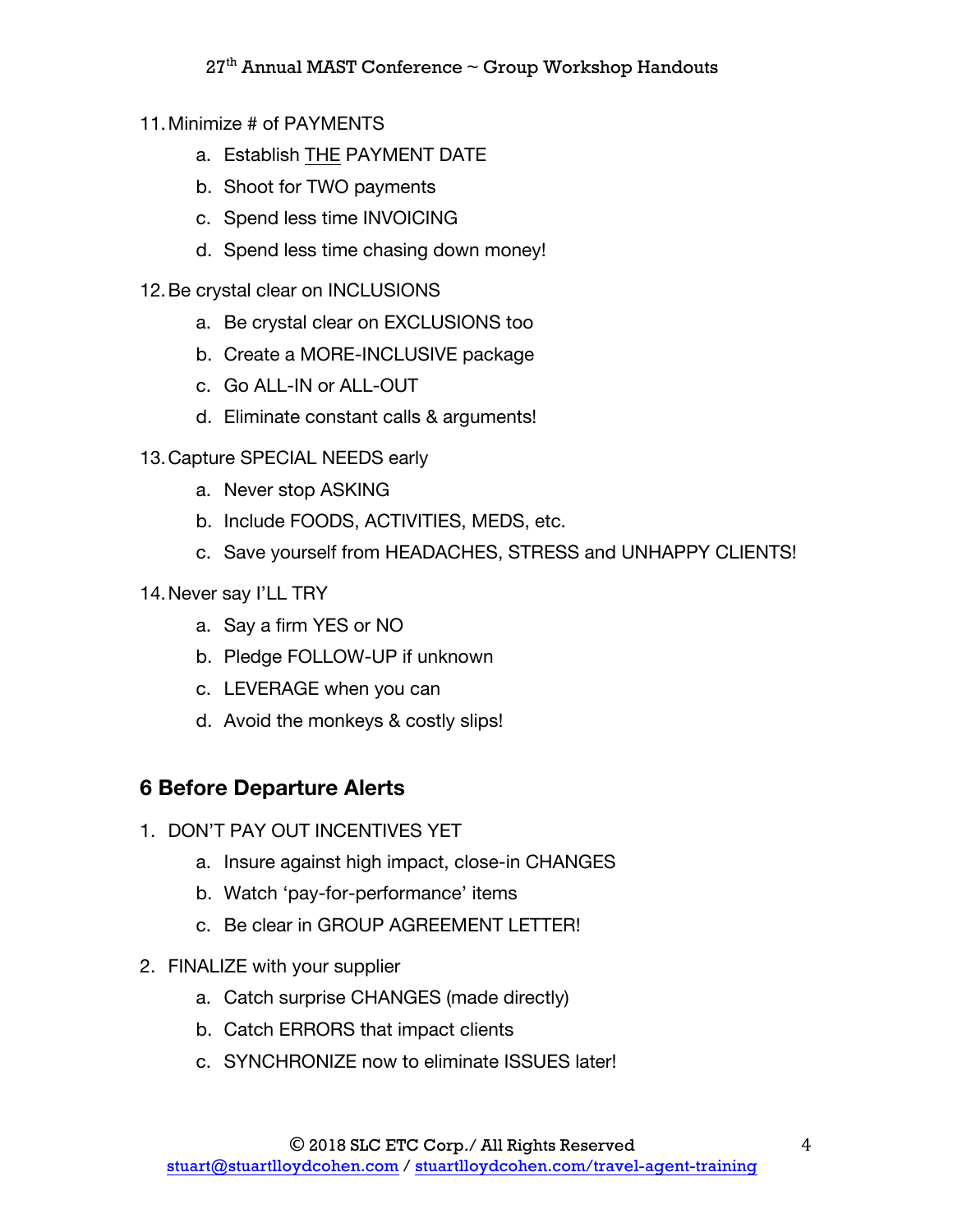11. Minimize # of PAYMENTS
    a. Establish <u>THE</u> PAYMENT DATE
    b. Shoot for TWO payments
    c. Spend less time INVOICING
    d. Spend less time chasing down money!

12. Be crystal clear on INCLUSIONS
    a. Be crystal clear on EXCLUSIONS too
    b. Create a MORE-INCLUSIVE package
    c. Go ALL-IN or ALL-OUT
    d. Eliminate constant calls & arguments!

13. Capture SPECIAL NEEDS early
    a. Never stop ASKING
    b. Include FOODS, ACTIVITIES, MEDS, etc.
    c. Save yourself from HEADACHES, STRESS and UNHAPPY CLIENTS!

14. Never say I'LL TRY
    a. Say a firm YES or NO
    b. Pledge FOLLOW-UP if unknown
    c. LEVERAGE when you can
    d. Avoid the monkeys & costly slips!

## 6 Before Departure Alerts

1. DON'T PAY OUT INCENTIVES YET
    a. Insure against high impact, close-in CHANGES
    b. Watch 'pay-for-performance' items
    c. Be clear in GROUP AGREEMENT LETTER!

2. FINALIZE with your supplier
    a. Catch surprise CHANGES (made directly)
    b. Catch ERRORS that impact clients
    c. SYNCHRONIZE now to eliminate ISSUES later!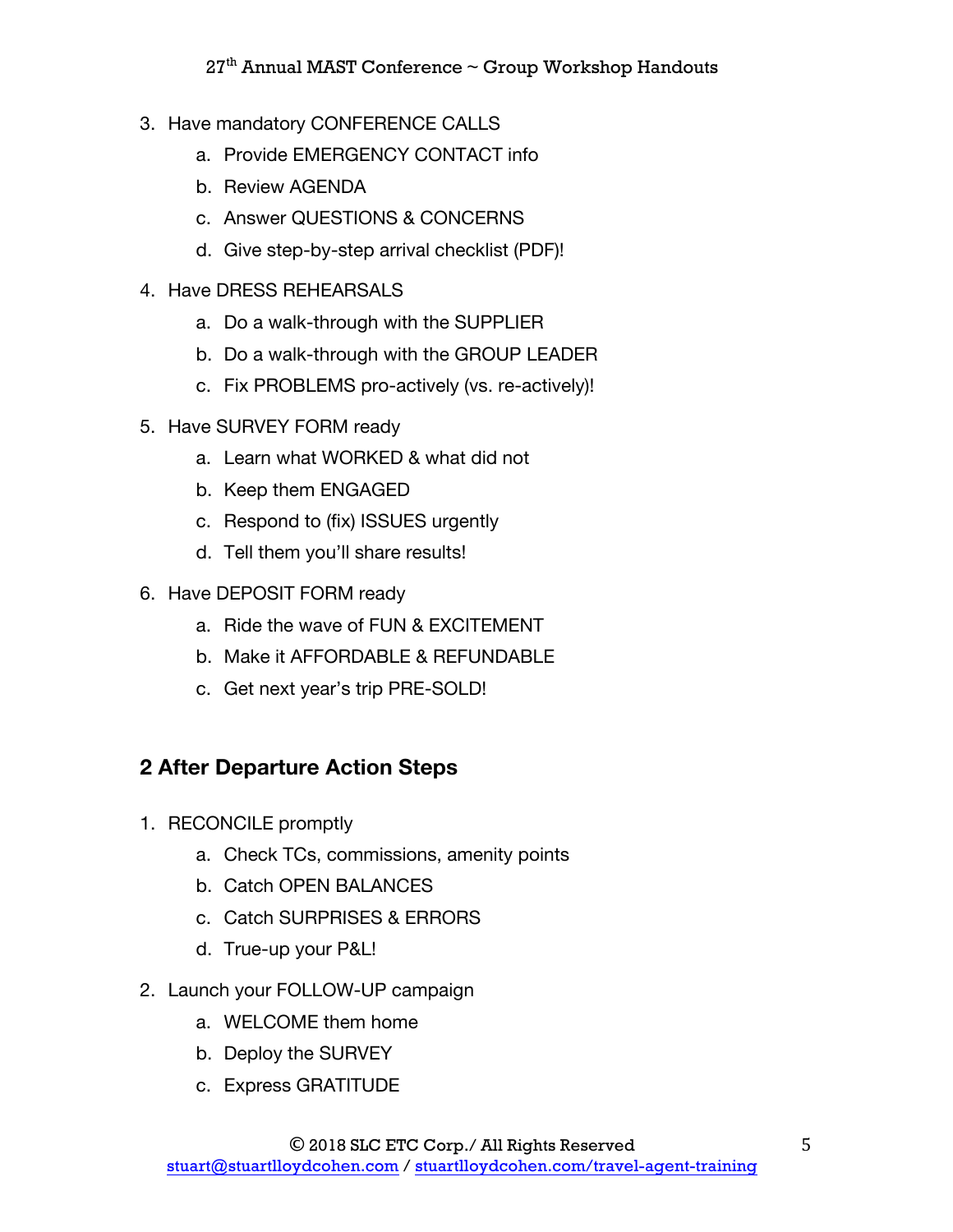3. Have mandatory CONFERENCE CALLS
    a. Provide EMERGENCY CONTACT info
    b. Review AGENDA
    c. Answer QUESTIONS & CONCERNS
    d. Give step-by-step arrival checklist (PDF)!
4. Have DRESS REHEARSALS
    a. Do a walk-through with the SUPPLIER
    b. Do a walk-through with the GROUP LEADER
    c. Fix PROBLEMS pro-actively (vs. re-actively)!
5. Have SURVEY FORM ready
    a. Learn what WORKED & what did not
    b. Keep them ENGAGED
    c. Respond to (fix) ISSUES urgently
    d. Tell them you'll share results!
6. Have DEPOSIT FORM ready
    a. Ride the wave of FUN & EXCITEMENT
    b. Make it AFFORDABLE & REFUNDABLE
    c. Get next year's trip PRE-SOLD!

## 2 After Departure Action Steps

1. RECONCILE promptly
    a. Check TCs, commissions, amenity points
    b. Catch OPEN BALANCES
    c. Catch SURPRISES & ERRORS
    d. True-up your P&L!
2. Launch your FOLLOW-UP campaign
    a. WELCOME them home
    b. Deploy the SURVEY
    c. Express GRATITUDE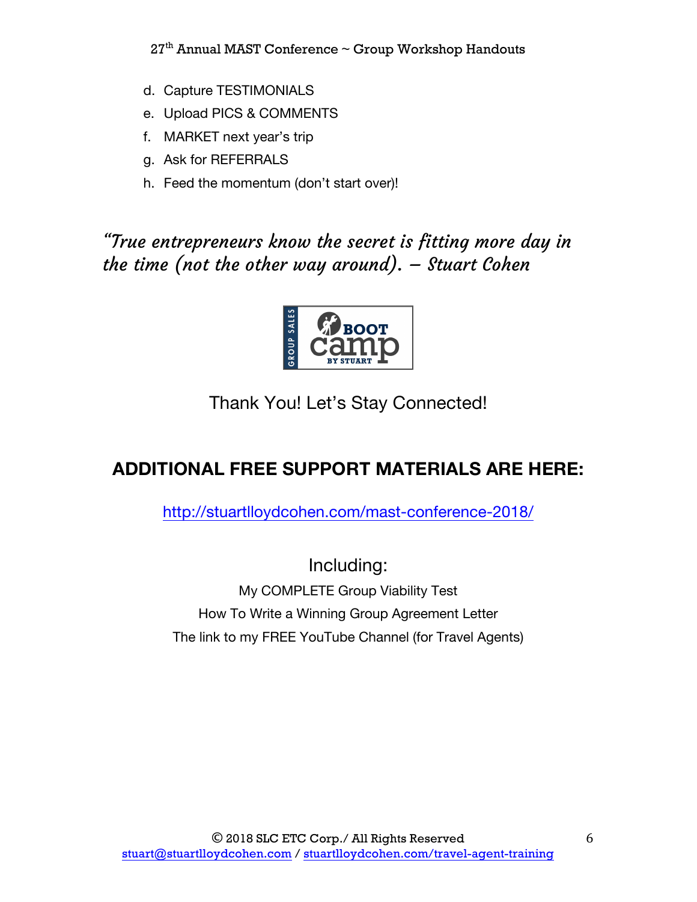d. Capture TESTIMONIALS
e. Upload PICS & COMMENTS
f. MARKET next year's trip
g. Ask for REFERRALS
h. Feed the momentum (don't start over)!

*"True entrepreneurs know the secret is fitting more day in the time (not the other way around). – Stuart Cohen*

GROUP SALES BOOT camp BY STUART

Thank You! Let's Stay Connected!

## ADDITIONAL FREE SUPPORT MATERIALS ARE HERE:

http://stuartlloydcohen.com/mast-conference-2018/

Including:

My COMPLETE Group Viability Test

How To Write a Winning Group Agreement Letter

The link to my FREE YouTube Channel (for Travel Agents)

© 2018 SLC ETC Corp./ All Rights Reserved

stuart@stuartlloydcohen.com / stuartlloydcohen.com/travel-agent-training